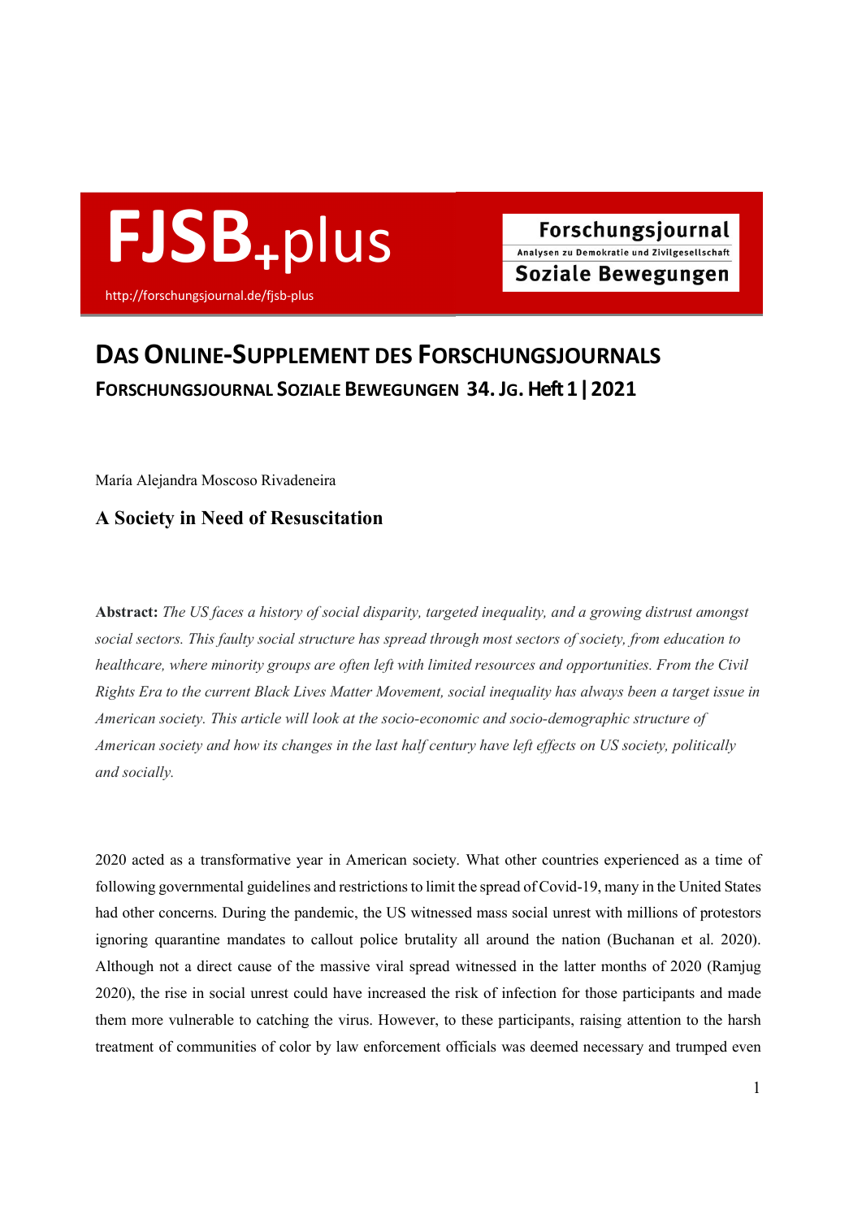# DAS ONLINE-SUPPLEMENT DES FORSCHUNGSJOURNALS

**FORSCHUNGSJOURNAL SOZIALE BEWEGUNGEN 34. JG. Heft 1 | 2021**

María Alejandra Moscoso Rivadeneira

## A Society in Need of Resuscitation

**Abstract:** *The US faces a history of social disparity, targeted inequality, and a growing distrust amongst social sectors. This faulty social structure has spread through most sectors of society, from education to healthcare, where minority groups are often left with limited resources and opportunities. From the Civil Rights Era to the current Black Lives Matter Movement, social inequality has always been a target issue in American society. This article will look at the socio-economic and socio-demographic structure of American society and how its changes in the last half century have left effects on US society, politically and socially.*

2020 acted as a transformative year in American society. What other countries experienced as a time of following governmental guidelines and restrictions to limit the spread of Covid-19, many in the United States had other concerns. During the pandemic, the US witnessed mass social unrest with millions of protestors ignoring quarantine mandates to callout police brutality all around the nation (Buchanan et al. 2020). Although not a direct cause of the massive viral spread witnessed in the latter months of 2020 (Ramjug 2020), the rise in social unrest could have increased the risk of infection for those participants and made them more vulnerable to catching the virus. However, to these participants, raising attention to the harsh treatment of communities of color by law enforcement officials was deemed necessary and trumped even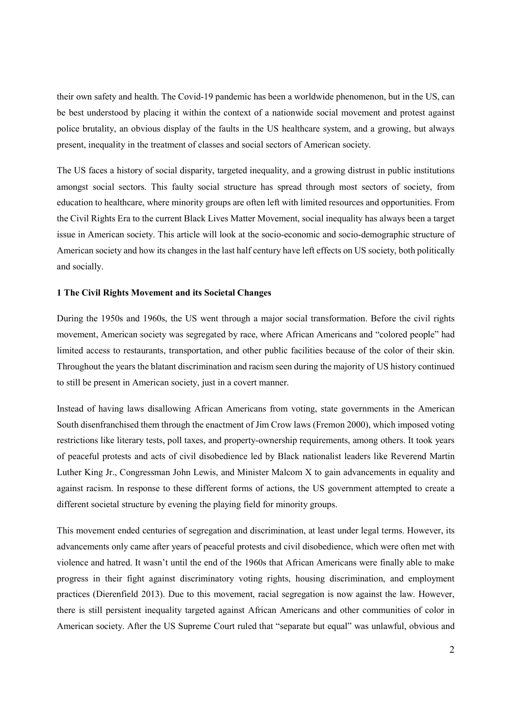their own safety and health. The Covid-19 pandemic has been a worldwide phenomenon, but in the US, can be best understood by placing it within the context of a nationwide social movement and protest against police brutality, an obvious display of the faults in the US healthcare system, and a growing, but always present, inequality in the treatment of classes and social sectors of American society.

The US faces a history of social disparity, targeted inequality, and a growing distrust in public institutions amongst social sectors. This faulty social structure has spread through most sectors of society, from education to healthcare, where minority groups are often left with limited resources and opportunities. From the Civil Rights Era to the current Black Lives Matter Movement, social inequality has always been a target issue in American society. This article will look at the socio-economic and socio-demographic structure of American society and how its changes in the last half century have left effects on US society, both politically and socially.

### 1 The Civil Rights Movement and its Societal Changes

During the 1950s and 1960s, the US went through a major social transformation. Before the civil rights movement, American society was segregated by race, where African Americans and "colored people" had limited access to restaurants, transportation, and other public facilities because of the color of their skin. Throughout the years the blatant discrimination and racism seen during the majority of US history continued to still be present in American society, just in a covert manner.

Instead of having laws disallowing African Americans from voting, state governments in the American South disenfranchised them through the enactment of Jim Crow laws (Fremon 2000), which imposed voting restrictions like literary tests, poll taxes, and property-ownership requirements, among others. It took years of peaceful protests and acts of civil disobedience led by Black nationalist leaders like Reverend Martin Luther King Jr., Congressman John Lewis, and Minister Malcom X to gain advancements in equality and against racism. In response to these different forms of actions, the US government attempted to create a different societal structure by evening the playing field for minority groups.

This movement ended centuries of segregation and discrimination, at least under legal terms. However, its advancements only came after years of peaceful protests and civil disobedience, which were often met with violence and hatred. It wasn't until the end of the 1960s that African Americans were finally able to make progress in their fight against discriminatory voting rights, housing discrimination, and employment practices (Dierenfield 2013). Due to this movement, racial segregation is now against the law. However, there is still persistent inequality targeted against African Americans and other communities of color in American society. After the US Supreme Court ruled that "separate but equal" was unlawful, obvious and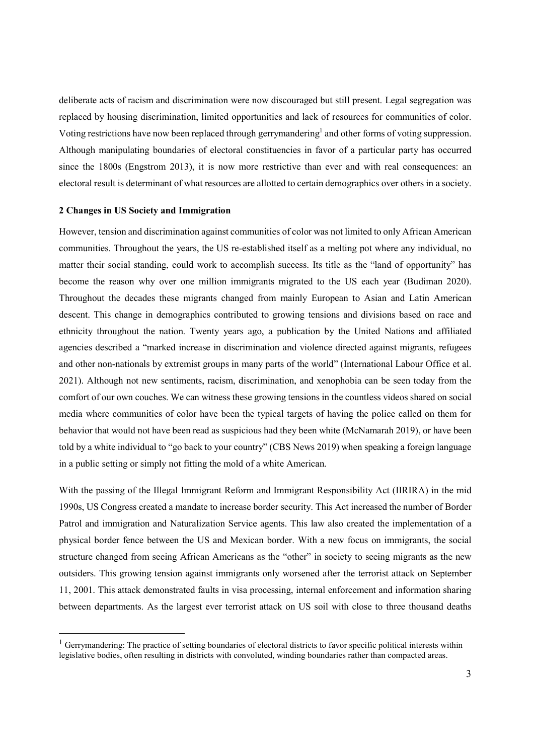deliberate acts of racism and discrimination were now discouraged but still present. Legal segregation was replaced by housing discrimination, limited opportunities and lack of resources for communities of color. Voting restrictions have now been replaced through gerrymandering[1] and other forms of voting suppression. Although manipulating boundaries of electoral constituencies in favor of a particular party has occurred since the 1800s (Engstrom 2013), it is now more restrictive than ever and with real consequences: an electoral result is determinant of what resources are allotted to certain demographics over others in a society.

### 2 Changes in US Society and Immigration

However, tension and discrimination against communities of color was not limited to only African American communities. Throughout the years, the US re-established itself as a melting pot where any individual, no matter their social standing, could work to accomplish success. Its title as the "land of opportunity" has become the reason why over one million immigrants migrated to the US each year (Budiman 2020). Throughout the decades these migrants changed from mainly European to Asian and Latin American descent. This change in demographics contributed to growing tensions and divisions based on race and ethnicity throughout the nation. Twenty years ago, a publication by the United Nations and affiliated agencies described a "marked increase in discrimination and violence directed against migrants, refugees and other non-nationals by extremist groups in many parts of the world" (International Labour Office et al. 2021). Although not new sentiments, racism, discrimination, and xenophobia can be seen today from the comfort of our own couches. We can witness these growing tensions in the countless videos shared on social media where communities of color have been the typical targets of having the police called on them for behavior that would not have been read as suspicious had they been white (McNamarah 2019), or have been told by a white individual to "go back to your country" (CBS News 2019) when speaking a foreign language in a public setting or simply not fitting the mold of a white American.

With the passing of the Illegal Immigrant Reform and Immigrant Responsibility Act (IIRIRA) in the mid 1990s, US Congress created a mandate to increase border security. This Act increased the number of Border Patrol and immigration and Naturalization Service agents. This law also created the implementation of a physical border fence between the US and Mexican border. With a new focus on immigrants, the social structure changed from seeing African Americans as the "other" in society to seeing migrants as the new outsiders. This growing tension against immigrants only worsened after the terrorist attack on September 11, 2001. This attack demonstrated faults in visa processing, internal enforcement and information sharing between departments. As the largest ever terrorist attack on US soil with close to three thousand deaths

---

[1] Gerrymandering: The practice of setting boundaries of electoral districts to favor specific political interests within legislative bodies, often resulting in districts with convoluted, winding boundaries rather than compacted areas.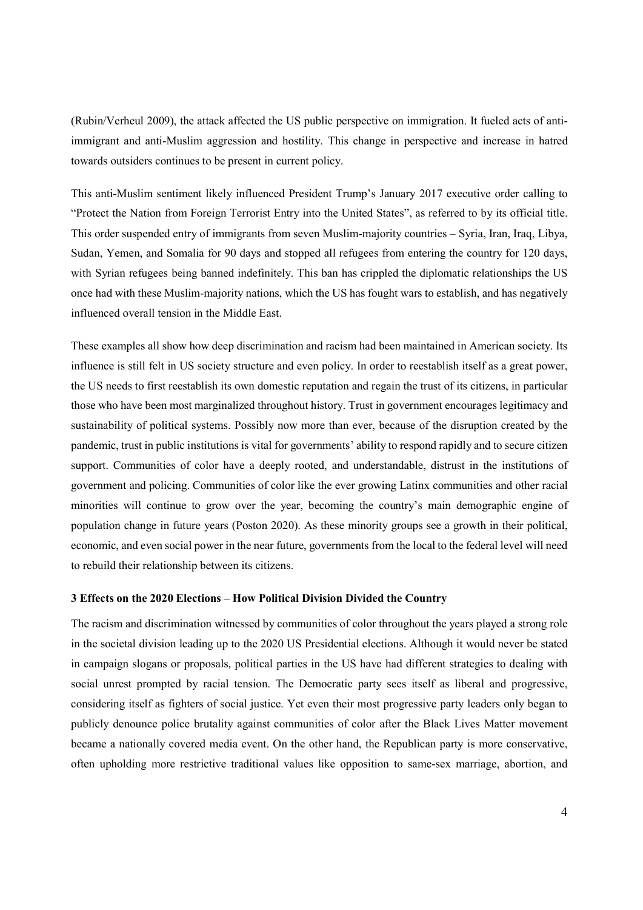(Rubin/Verheul 2009), the attack affected the US public perspective on immigration. It fueled acts of anti-immigrant and anti-Muslim aggression and hostility. This change in perspective and increase in hatred towards outsiders continues to be present in current policy.

This anti-Muslim sentiment likely influenced President Trump's January 2017 executive order calling to "Protect the Nation from Foreign Terrorist Entry into the United States", as referred to by its official title. This order suspended entry of immigrants from seven Muslim-majority countries – Syria, Iran, Iraq, Libya, Sudan, Yemen, and Somalia for 90 days and stopped all refugees from entering the country for 120 days, with Syrian refugees being banned indefinitely. This ban has crippled the diplomatic relationships the US once had with these Muslim-majority nations, which the US has fought wars to establish, and has negatively influenced overall tension in the Middle East.

These examples all show how deep discrimination and racism had been maintained in American society. Its influence is still felt in US society structure and even policy. In order to reestablish itself as a great power, the US needs to first reestablish its own domestic reputation and regain the trust of its citizens, in particular those who have been most marginalized throughout history. Trust in government encourages legitimacy and sustainability of political systems. Possibly now more than ever, because of the disruption created by the pandemic, trust in public institutions is vital for governments' ability to respond rapidly and to secure citizen support. Communities of color have a deeply rooted, and understandable, distrust in the institutions of government and policing. Communities of color like the ever growing Latinx communities and other racial minorities will continue to grow over the year, becoming the country's main demographic engine of population change in future years (Poston 2020). As these minority groups see a growth in their political, economic, and even social power in the near future, governments from the local to the federal level will need to rebuild their relationship between its citizens.

### 3 Effects on the 2020 Elections – How Political Division Divided the Country

The racism and discrimination witnessed by communities of color throughout the years played a strong role in the societal division leading up to the 2020 US Presidential elections. Although it would never be stated in campaign slogans or proposals, political parties in the US have had different strategies to dealing with social unrest prompted by racial tension. The Democratic party sees itself as liberal and progressive, considering itself as fighters of social justice. Yet even their most progressive party leaders only began to publicly denounce police brutality against communities of color after the Black Lives Matter movement became a nationally covered media event. On the other hand, the Republican party is more conservative, often upholding more restrictive traditional values like opposition to same-sex marriage, abortion, and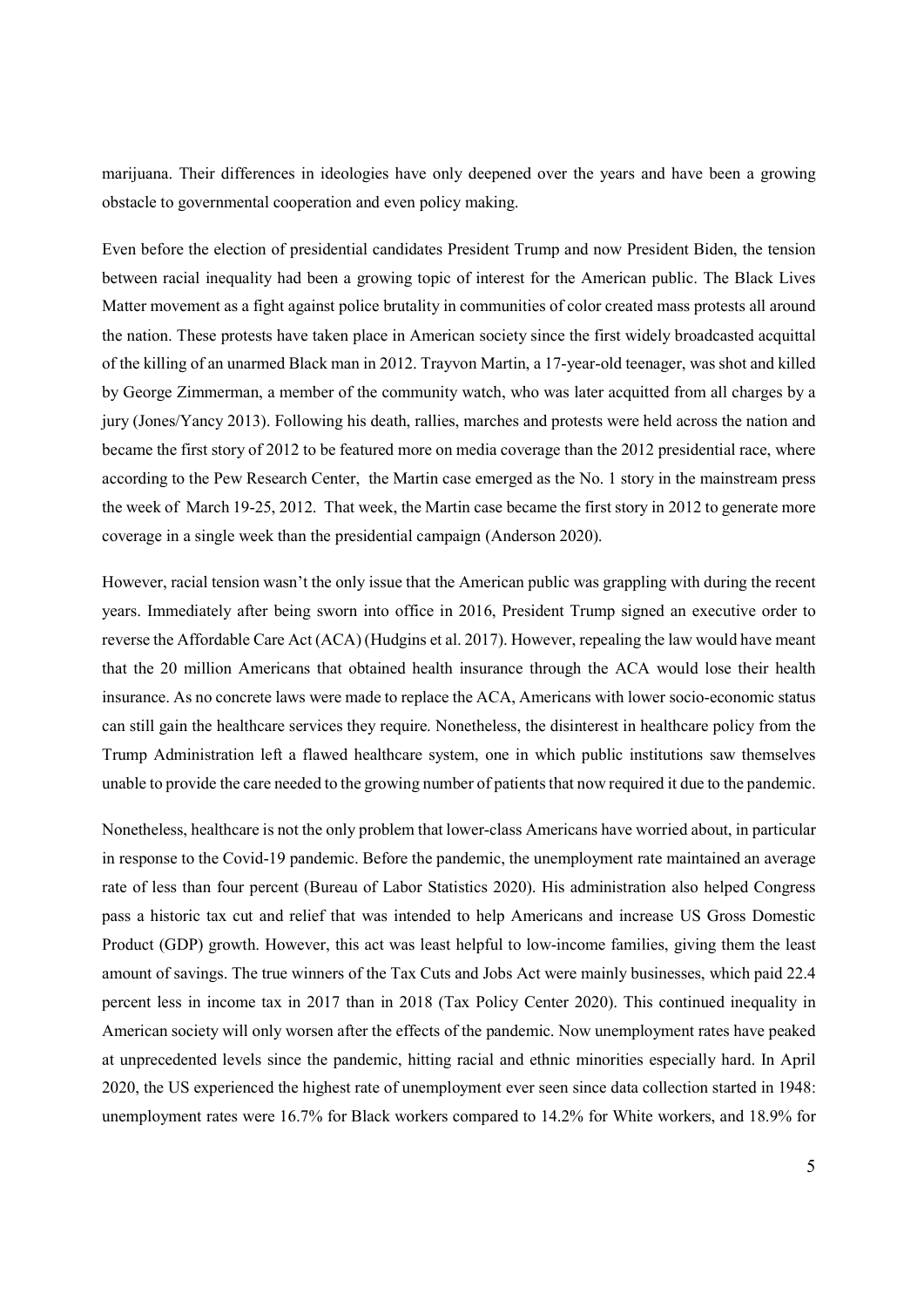marijuana. Their differences in ideologies have only deepened over the years and have been a growing obstacle to governmental cooperation and even policy making.

Even before the election of presidential candidates President Trump and now President Biden, the tension between racial inequality had been a growing topic of interest for the American public. The Black Lives Matter movement as a fight against police brutality in communities of color created mass protests all around the nation. These protests have taken place in American society since the first widely broadcasted acquittal of the killing of an unarmed Black man in 2012. Trayvon Martin, a 17-year-old teenager, was shot and killed by George Zimmerman, a member of the community watch, who was later acquitted from all charges by a jury (Jones/Yancy 2013). Following his death, rallies, marches and protests were held across the nation and became the first story of 2012 to be featured more on media coverage than the 2012 presidential race, where according to the Pew Research Center, the Martin case emerged as the No. 1 story in the mainstream press the week of March 19-25, 2012. That week, the Martin case became the first story in 2012 to generate more coverage in a single week than the presidential campaign (Anderson 2020).

However, racial tension wasn't the only issue that the American public was grappling with during the recent years. Immediately after being sworn into office in 2016, President Trump signed an executive order to reverse the Affordable Care Act (ACA) (Hudgins et al. 2017). However, repealing the law would have meant that the 20 million Americans that obtained health insurance through the ACA would lose their health insurance. As no concrete laws were made to replace the ACA, Americans with lower socio-economic status can still gain the healthcare services they require. Nonetheless, the disinterest in healthcare policy from the Trump Administration left a flawed healthcare system, one in which public institutions saw themselves unable to provide the care needed to the growing number of patients that now required it due to the pandemic.

Nonetheless, healthcare is not the only problem that lower-class Americans have worried about, in particular in response to the Covid-19 pandemic. Before the pandemic, the unemployment rate maintained an average rate of less than four percent (Bureau of Labor Statistics 2020). His administration also helped Congress pass a historic tax cut and relief that was intended to help Americans and increase US Gross Domestic Product (GDP) growth. However, this act was least helpful to low-income families, giving them the least amount of savings. The true winners of the Tax Cuts and Jobs Act were mainly businesses, which paid 22.4 percent less in income tax in 2017 than in 2018 (Tax Policy Center 2020). This continued inequality in American society will only worsen after the effects of the pandemic. Now unemployment rates have peaked at unprecedented levels since the pandemic, hitting racial and ethnic minorities especially hard. In April 2020, the US experienced the highest rate of unemployment ever seen since data collection started in 1948: unemployment rates were 16.7% for Black workers compared to 14.2% for White workers, and 18.9% for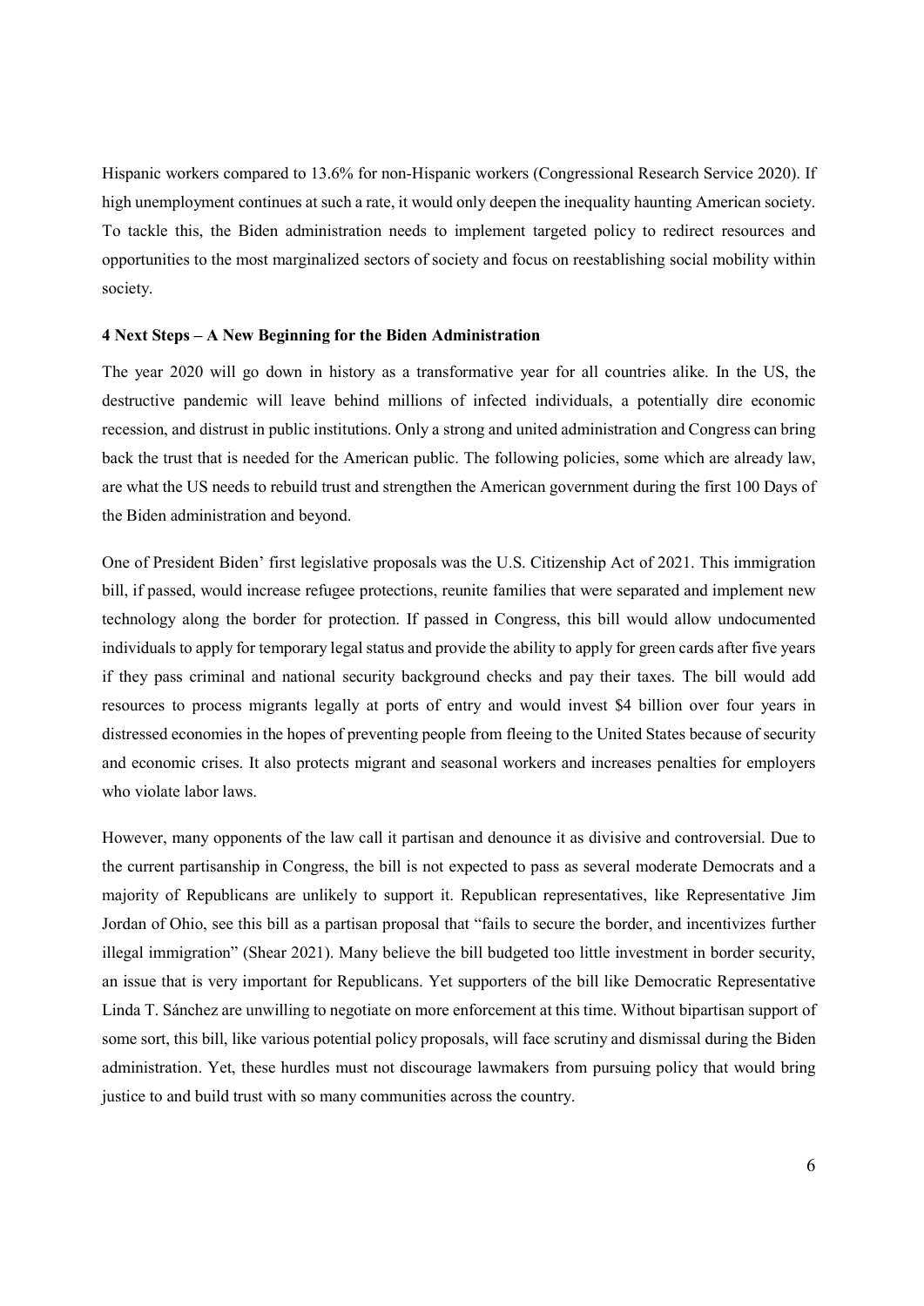Hispanic workers compared to 13.6% for non-Hispanic workers (Congressional Research Service 2020). If high unemployment continues at such a rate, it would only deepen the inequality haunting American society. To tackle this, the Biden administration needs to implement targeted policy to redirect resources and opportunities to the most marginalized sectors of society and focus on reestablishing social mobility within society.

### 4 Next Steps – A New Beginning for the Biden Administration

The year 2020 will go down in history as a transformative year for all countries alike. In the US, the destructive pandemic will leave behind millions of infected individuals, a potentially dire economic recession, and distrust in public institutions. Only a strong and united administration and Congress can bring back the trust that is needed for the American public. The following policies, some which are already law, are what the US needs to rebuild trust and strengthen the American government during the first 100 Days of the Biden administration and beyond.

One of President Biden' first legislative proposals was the U.S. Citizenship Act of 2021. This immigration bill, if passed, would increase refugee protections, reunite families that were separated and implement new technology along the border for protection. If passed in Congress, this bill would allow undocumented individuals to apply for temporary legal status and provide the ability to apply for green cards after five years if they pass criminal and national security background checks and pay their taxes. The bill would add resources to process migrants legally at ports of entry and would invest $4 billion over four years in distressed economies in the hopes of preventing people from fleeing to the United States because of security and economic crises. It also protects migrant and seasonal workers and increases penalties for employers who violate labor laws.

However, many opponents of the law call it partisan and denounce it as divisive and controversial. Due to the current partisanship in Congress, the bill is not expected to pass as several moderate Democrats and a majority of Republicans are unlikely to support it. Republican representatives, like Representative Jim Jordan of Ohio, see this bill as a partisan proposal that "fails to secure the border, and incentivizes further illegal immigration" (Shear 2021). Many believe the bill budgeted too little investment in border security, an issue that is very important for Republicans. Yet supporters of the bill like Democratic Representative Linda T. Sánchez are unwilling to negotiate on more enforcement at this time. Without bipartisan support of some sort, this bill, like various potential policy proposals, will face scrutiny and dismissal during the Biden administration. Yet, these hurdles must not discourage lawmakers from pursuing policy that would bring justice to and build trust with so many communities across the country.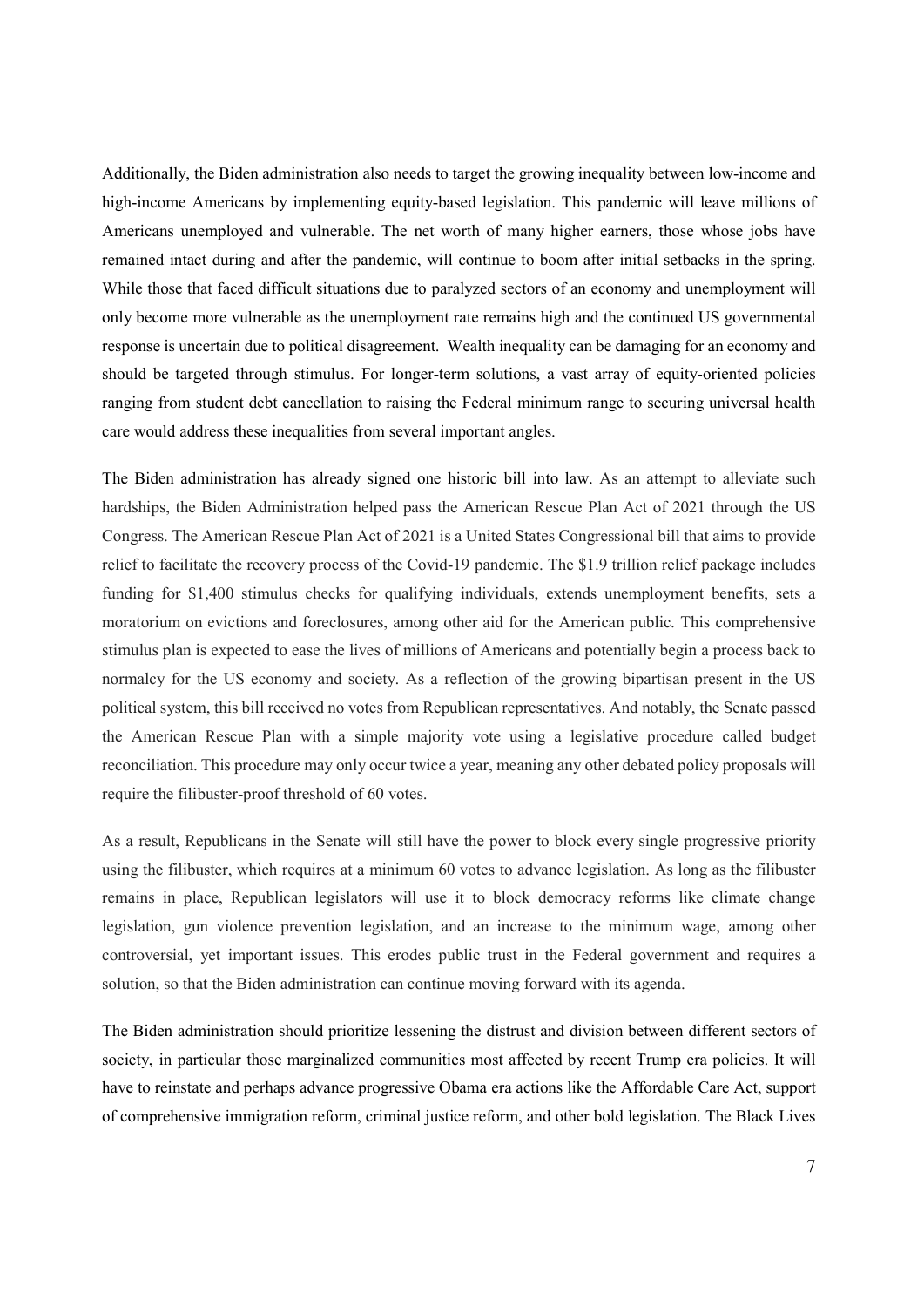Additionally, the Biden administration also needs to target the growing inequality between low-income and high-income Americans by implementing equity-based legislation. This pandemic will leave millions of Americans unemployed and vulnerable. The net worth of many higher earners, those whose jobs have remained intact during and after the pandemic, will continue to boom after initial setbacks in the spring. While those that faced difficult situations due to paralyzed sectors of an economy and unemployment will only become more vulnerable as the unemployment rate remains high and the continued US governmental response is uncertain due to political disagreement. Wealth inequality can be damaging for an economy and should be targeted through stimulus. For longer-term solutions, a vast array of equity-oriented policies ranging from student debt cancellation to raising the Federal minimum range to securing universal health care would address these inequalities from several important angles.

The Biden administration has already signed one historic bill into law. As an attempt to alleviate such hardships, the Biden Administration helped pass the American Rescue Plan Act of 2021 through the US Congress. The American Rescue Plan Act of 2021 is a United States Congressional bill that aims to provide relief to facilitate the recovery process of the Covid-19 pandemic. The $1.9 trillion relief package includes funding for $1,400 stimulus checks for qualifying individuals, extends unemployment benefits, sets a moratorium on evictions and foreclosures, among other aid for the American public. This comprehensive stimulus plan is expected to ease the lives of millions of Americans and potentially begin a process back to normalcy for the US economy and society. As a reflection of the growing bipartisan present in the US political system, this bill received no votes from Republican representatives. And notably, the Senate passed the American Rescue Plan with a simple majority vote using a legislative procedure called budget reconciliation. This procedure may only occur twice a year, meaning any other debated policy proposals will require the filibuster-proof threshold of 60 votes.

As a result, Republicans in the Senate will still have the power to block every single progressive priority using the filibuster, which requires at a minimum 60 votes to advance legislation. As long as the filibuster remains in place, Republican legislators will use it to block democracy reforms like climate change legislation, gun violence prevention legislation, and an increase to the minimum wage, among other controversial, yet important issues. This erodes public trust in the Federal government and requires a solution, so that the Biden administration can continue moving forward with its agenda.

The Biden administration should prioritize lessening the distrust and division between different sectors of society, in particular those marginalized communities most affected by recent Trump era policies. It will have to reinstate and perhaps advance progressive Obama era actions like the Affordable Care Act, support of comprehensive immigration reform, criminal justice reform, and other bold legislation. The Black Lives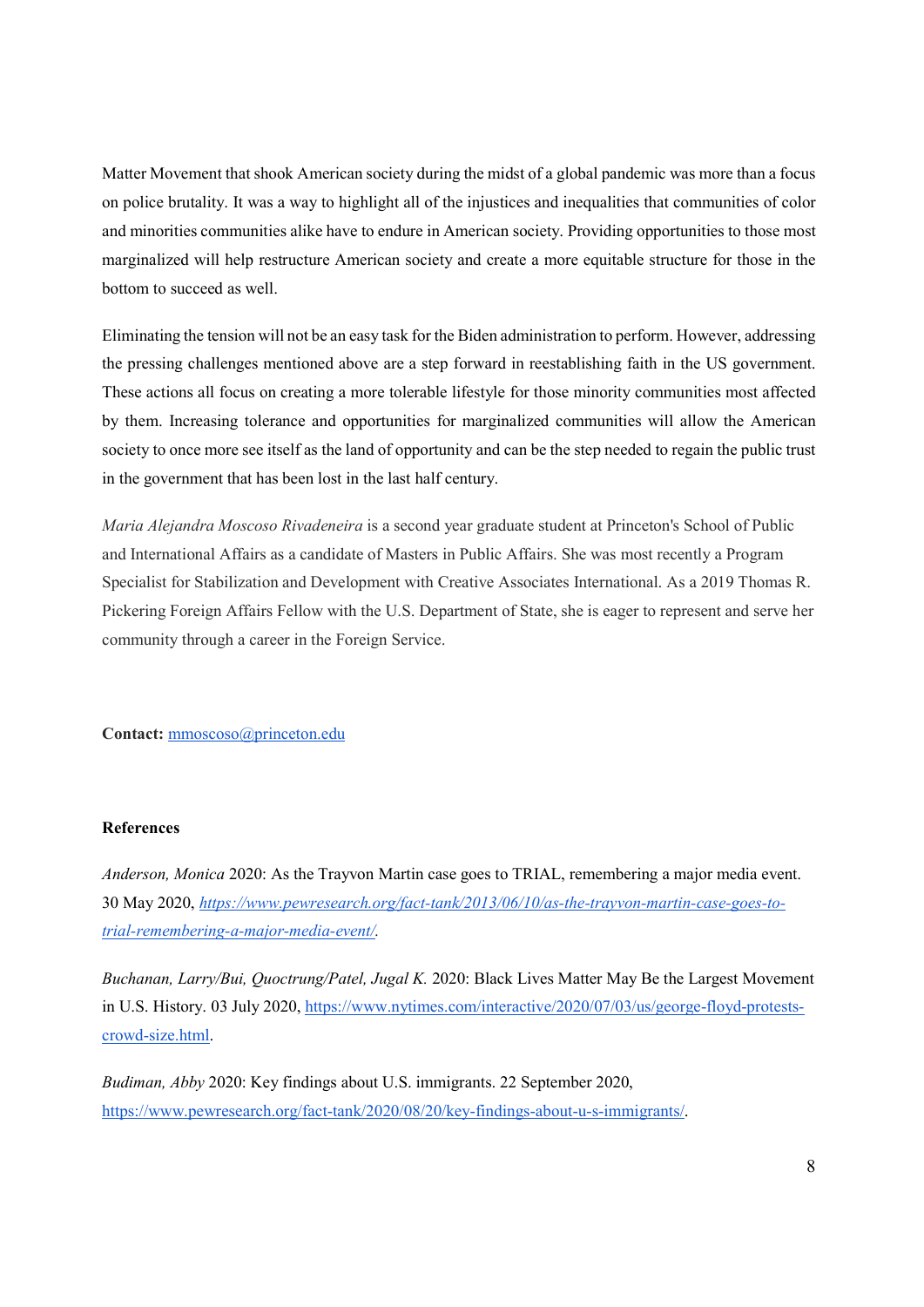Matter Movement that shook American society during the midst of a global pandemic was more than a focus on police brutality. It was a way to highlight all of the injustices and inequalities that communities of color and minorities communities alike have to endure in American society. Providing opportunities to those most marginalized will help restructure American society and create a more equitable structure for those in the bottom to succeed as well.

Eliminating the tension will not be an easy task for the Biden administration to perform. However, addressing the pressing challenges mentioned above are a step forward in reestablishing faith in the US government. These actions all focus on creating a more tolerable lifestyle for those minority communities most affected by them. Increasing tolerance and opportunities for marginalized communities will allow the American society to once more see itself as the land of opportunity and can be the step needed to regain the public trust in the government that has been lost in the last half century.

*Maria Alejandra Moscoso Rivadeneira* is a second year graduate student at Princeton's School of Public and International Affairs as a candidate of Masters in Public Affairs. She was most recently a Program Specialist for Stabilization and Development with Creative Associates International. As a 2019 Thomas R. Pickering Foreign Affairs Fellow with the U.S. Department of State, she is eager to represent and serve her community through a career in the Foreign Service.

**Contact:** mmoscoso@princeton.edu

**References**

*Anderson, Monica* 2020: As the Trayvon Martin case goes to TRIAL, remembering a major media event. 30 May 2020, *https://www.pewresearch.org/fact-tank/2013/06/10/as-the-trayvon-martin-case-goes-to-trial-remembering-a-major-media-event/*.

*Buchanan, Larry/Bui, Quoctrung/Patel, Jugal K.* 2020: Black Lives Matter May Be the Largest Movement in U.S. History. 03 July 2020, https://www.nytimes.com/interactive/2020/07/03/us/george-floyd-protests-crowd-size.html.

*Budiman, Abby* 2020: Key findings about U.S. immigrants. 22 September 2020, https://www.pewresearch.org/fact-tank/2020/08/20/key-findings-about-u-s-immigrants/.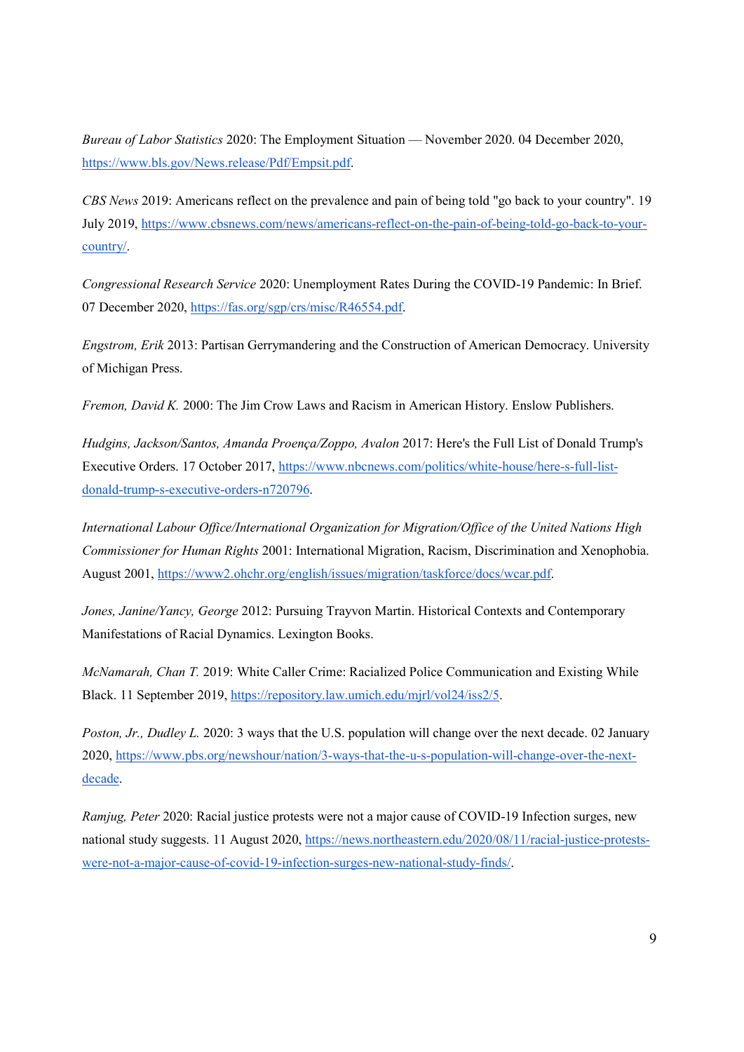*Bureau of Labor Statistics* 2020: The Employment Situation — November 2020. 04 December 2020, https://www.bls.gov/News.release/Pdf/Empsit.pdf.

*CBS News* 2019: Americans reflect on the prevalence and pain of being told "go back to your country". 19 July 2019, https://www.cbsnews.com/news/americans-reflect-on-the-pain-of-being-told-go-back-to-your-country/.

*Congressional Research Service* 2020: Unemployment Rates During the COVID-19 Pandemic: In Brief. 07 December 2020, https://fas.org/sgp/crs/misc/R46554.pdf.

*Engstrom, Erik* 2013: Partisan Gerrymandering and the Construction of American Democracy. University of Michigan Press.

*Fremon, David K.* 2000: The Jim Crow Laws and Racism in American History. Enslow Publishers.

*Hudgins, Jackson/Santos, Amanda Proença/Zoppo, Avalon* 2017: Here's the Full List of Donald Trump's Executive Orders. 17 October 2017, https://www.nbcnews.com/politics/white-house/here-s-full-list-donald-trump-s-executive-orders-n720796.

*International Labour Office/International Organization for Migration/Office of the United Nations High Commissioner for Human Rights* 2001: International Migration, Racism, Discrimination and Xenophobia. August 2001, https://www2.ohchr.org/english/issues/migration/taskforce/docs/wcar.pdf.

*Jones, Janine/Yancy, George* 2012: Pursuing Trayvon Martin. Historical Contexts and Contemporary Manifestations of Racial Dynamics. Lexington Books.

*McNamarah, Chan T.* 2019: White Caller Crime: Racialized Police Communication and Existing While Black. 11 September 2019, https://repository.law.umich.edu/mjrl/vol24/iss2/5.

*Poston, Jr., Dudley L.* 2020: 3 ways that the U.S. population will change over the next decade. 02 January 2020, https://www.pbs.org/newshour/nation/3-ways-that-the-u-s-population-will-change-over-the-next-decade.

*Ramjug, Peter* 2020: Racial justice protests were not a major cause of COVID-19 Infection surges, new national study suggests. 11 August 2020, https://news.northeastern.edu/2020/08/11/racial-justice-protests-were-not-a-major-cause-of-covid-19-infection-surges-new-national-study-finds/.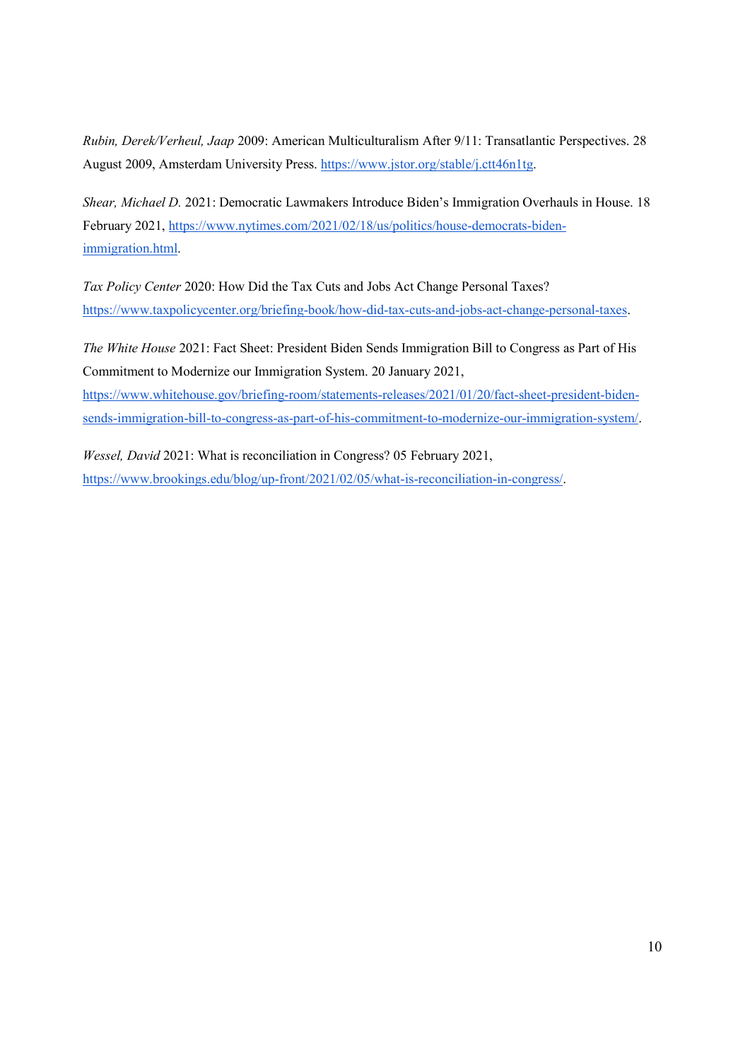*Rubin, Derek/Verheul, Jaap* 2009: American Multiculturalism After 9/11: Transatlantic Perspectives. 28 August 2009, Amsterdam University Press. https://www.jstor.org/stable/j.ctt46n1tg.

*Shear, Michael D.* 2021: Democratic Lawmakers Introduce Biden's Immigration Overhauls in House. 18 February 2021, https://www.nytimes.com/2021/02/18/us/politics/house-democrats-biden-immigration.html.

*Tax Policy Center* 2020: How Did the Tax Cuts and Jobs Act Change Personal Taxes? https://www.taxpolicycenter.org/briefing-book/how-did-tax-cuts-and-jobs-act-change-personal-taxes.

*The White House* 2021: Fact Sheet: President Biden Sends Immigration Bill to Congress as Part of His Commitment to Modernize our Immigration System. 20 January 2021, https://www.whitehouse.gov/briefing-room/statements-releases/2021/01/20/fact-sheet-president-biden-sends-immigration-bill-to-congress-as-part-of-his-commitment-to-modernize-our-immigration-system/.

*Wessel, David* 2021: What is reconciliation in Congress? 05 February 2021, https://www.brookings.edu/blog/up-front/2021/02/05/what-is-reconciliation-in-congress/.